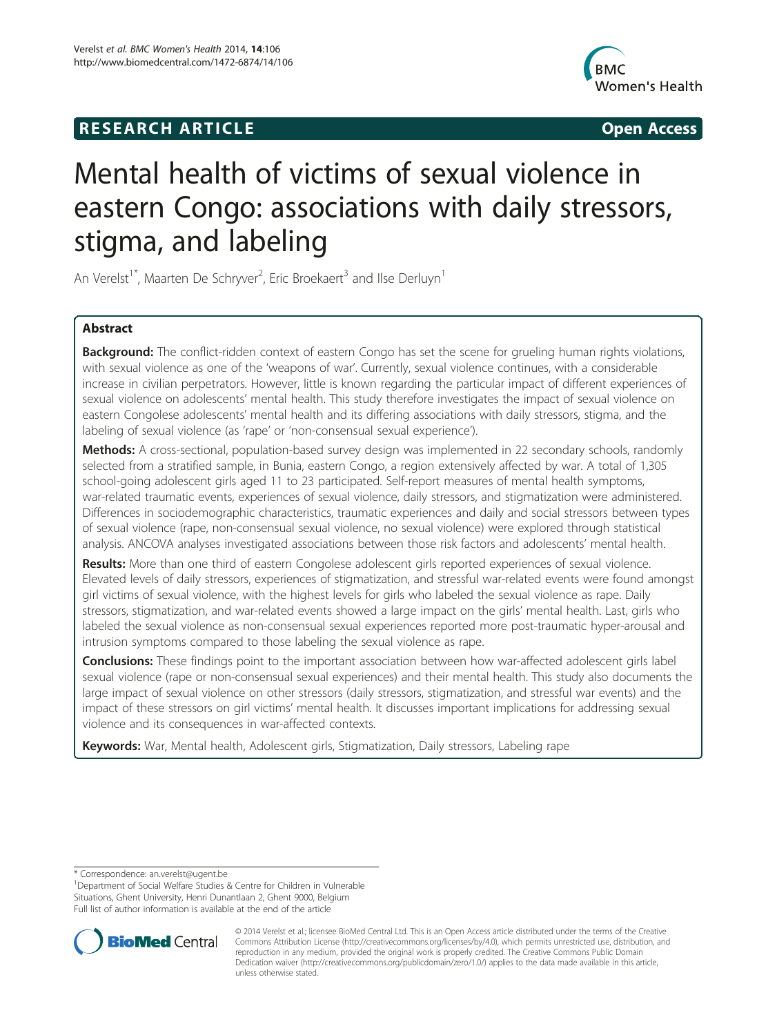**RESEARCH ARTICLE** **Open Access**

# Mental health of victims of sexual violence in eastern Congo: associations with daily stressors, stigma, and labeling

An Verelst[1*], Maarten De Schryver[2], Eric Broekaert[3] and Ilse Derluyn[1]

## Abstract

**Background:** The conflict-ridden context of eastern Congo has set the scene for grueling human rights violations, with sexual violence as one of the 'weapons of war'. Currently, sexual violence continues, with a considerable increase in civilian perpetrators. However, little is known regarding the particular impact of different experiences of sexual violence on adolescents' mental health. This study therefore investigates the impact of sexual violence on eastern Congolese adolescents' mental health and its differing associations with daily stressors, stigma, and the labeling of sexual violence (as 'rape' or 'non-consensual sexual experience').

**Methods:** A cross-sectional, population-based survey design was implemented in 22 secondary schools, randomly selected from a stratified sample, in Bunia, eastern Congo, a region extensively affected by war. A total of 1,305 school-going adolescent girls aged 11 to 23 participated. Self-report measures of mental health symptoms, war-related traumatic events, experiences of sexual violence, daily stressors, and stigmatization were administered. Differences in sociodemographic characteristics, traumatic experiences and daily and social stressors between types of sexual violence (rape, non-consensual sexual violence, no sexual violence) were explored through statistical analysis. ANCOVA analyses investigated associations between those risk factors and adolescents' mental health.

**Results:** More than one third of eastern Congolese adolescent girls reported experiences of sexual violence. Elevated levels of daily stressors, experiences of stigmatization, and stressful war-related events were found amongst girl victims of sexual violence, with the highest levels for girls who labeled the sexual violence as rape. Daily stressors, stigmatization, and war-related events showed a large impact on the girls' mental health. Last, girls who labeled the sexual violence as non-consensual sexual experiences reported more post-traumatic hyper-arousal and intrusion symptoms compared to those labeling the sexual violence as rape.

**Conclusions:** These findings point to the important association between how war-affected adolescent girls label sexual violence (rape or non-consensual sexual experiences) and their mental health. This study also documents the large impact of sexual violence on other stressors (daily stressors, stigmatization, and stressful war events) and the impact of these stressors on girl victims' mental health. It discusses important implications for addressing sexual violence and its consequences in war-affected contexts.

**Keywords:** War, Mental health, Adolescent girls, Stigmatization, Daily stressors, Labeling rape

---

* Correspondence: an.verelst@ugent.be

[1]Department of Social Welfare Studies & Centre for Children in Vulnerable Situations, Ghent University, Henri Dunantlaan 2, Ghent 9000, Belgium

Full list of author information is available at the end of the article

© 2014 Verelst et al.; licensee BioMed Central Ltd. This is an Open Access article distributed under the terms of the Creative Commons Attribution License (http://creativecommons.org/licenses/by/4.0), which permits unrestricted use, distribution, and reproduction in any medium, provided the original work is properly credited. The Creative Commons Public Domain Dedication waiver (http://creativecommons.org/publicdomain/zero/1.0/) applies to the data made available in this article, unless otherwise stated.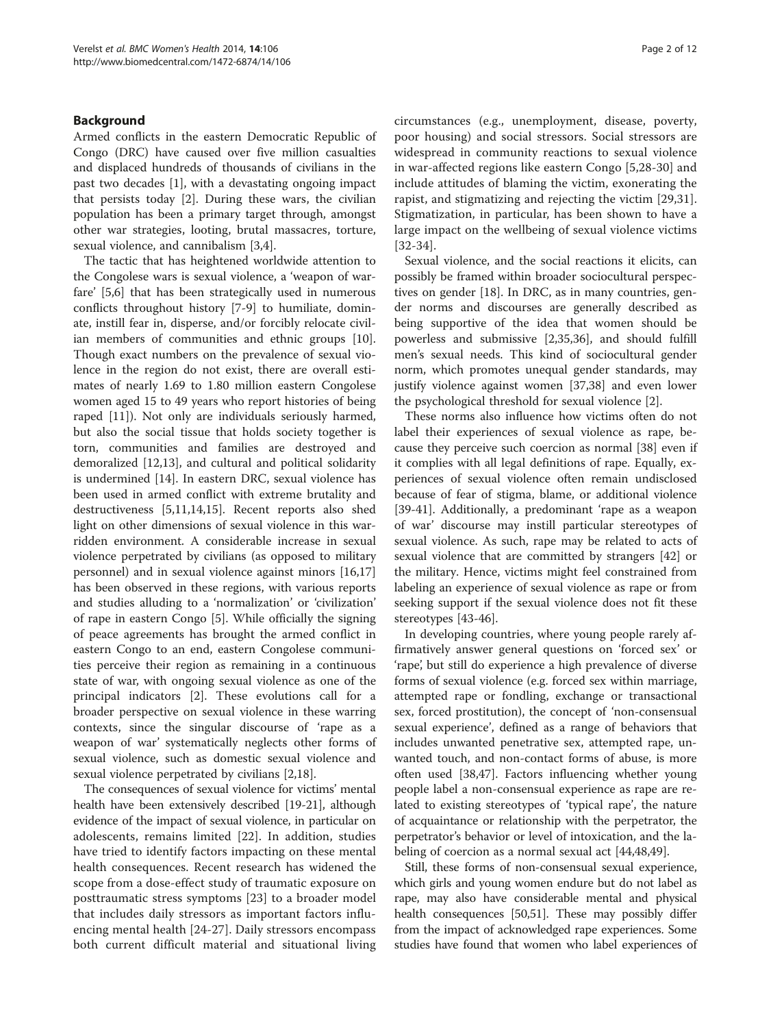## Background

Armed conflicts in the eastern Democratic Republic of Congo (DRC) have caused over five million casualties and displaced hundreds of thousands of civilians in the past two decades [1], with a devastating ongoing impact that persists today [2]. During these wars, the civilian population has been a primary target through, amongst other war strategies, looting, brutal massacres, torture, sexual violence, and cannibalism [3,4].

The tactic that has heightened worldwide attention to the Congolese wars is sexual violence, a 'weapon of warfare' [5,6] that has been strategically used in numerous conflicts throughout history [7-9] to humiliate, dominate, instill fear in, disperse, and/or forcibly relocate civilian members of communities and ethnic groups [10]. Though exact numbers on the prevalence of sexual violence in the region do not exist, there are overall estimates of nearly 1.69 to 1.80 million eastern Congolese women aged 15 to 49 years who report histories of being raped [11]). Not only are individuals seriously harmed, but also the social tissue that holds society together is torn, communities and families are destroyed and demoralized [12,13], and cultural and political solidarity is undermined [14]. In eastern DRC, sexual violence has been used in armed conflict with extreme brutality and destructiveness [5,11,14,15]. Recent reports also shed light on other dimensions of sexual violence in this war-ridden environment. A considerable increase in sexual violence perpetrated by civilians (as opposed to military personnel) and in sexual violence against minors [16,17] has been observed in these regions, with various reports and studies alluding to a 'normalization' or 'civilization' of rape in eastern Congo [5]. While officially the signing of peace agreements has brought the armed conflict in eastern Congo to an end, eastern Congolese communities perceive their region as remaining in a continuous state of war, with ongoing sexual violence as one of the principal indicators [2]. These evolutions call for a broader perspective on sexual violence in these warring contexts, since the singular discourse of 'rape as a weapon of war' systematically neglects other forms of sexual violence, such as domestic sexual violence and sexual violence perpetrated by civilians [2,18].

The consequences of sexual violence for victims' mental health have been extensively described [19-21], although evidence of the impact of sexual violence, in particular on adolescents, remains limited [22]. In addition, studies have tried to identify factors impacting on these mental health consequences. Recent research has widened the scope from a dose-effect study of traumatic exposure on posttraumatic stress symptoms [23] to a broader model that includes daily stressors as important factors influencing mental health [24-27]. Daily stressors encompass both current difficult material and situational living circumstances (e.g., unemployment, disease, poverty, poor housing) and social stressors. Social stressors are widespread in community reactions to sexual violence in war-affected regions like eastern Congo [5,28-30] and include attitudes of blaming the victim, exonerating the rapist, and stigmatizing and rejecting the victim [29,31]. Stigmatization, in particular, has been shown to have a large impact on the wellbeing of sexual violence victims [32-34].

Sexual violence, and the social reactions it elicits, can possibly be framed within broader sociocultural perspectives on gender [18]. In DRC, as in many countries, gender norms and discourses are generally described as being supportive of the idea that women should be powerless and submissive [2,35,36], and should fulfill men's sexual needs. This kind of sociocultural gender norm, which promotes unequal gender standards, may justify violence against women [37,38] and even lower the psychological threshold for sexual violence [2].

These norms also influence how victims often do not label their experiences of sexual violence as rape, because they perceive such coercion as normal [38] even if it complies with all legal definitions of rape. Equally, experiences of sexual violence often remain undisclosed because of fear of stigma, blame, or additional violence [39-41]. Additionally, a predominant 'rape as a weapon of war' discourse may instill particular stereotypes of sexual violence. As such, rape may be related to acts of sexual violence that are committed by strangers [42] or the military. Hence, victims might feel constrained from labeling an experience of sexual violence as rape or from seeking support if the sexual violence does not fit these stereotypes [43-46].

In developing countries, where young people rarely affirmatively answer general questions on 'forced sex' or 'rape', but still do experience a high prevalence of diverse forms of sexual violence (e.g. forced sex within marriage, attempted rape or fondling, exchange or transactional sex, forced prostitution), the concept of 'non-consensual sexual experience', defined as a range of behaviors that includes unwanted penetrative sex, attempted rape, unwanted touch, and non-contact forms of abuse, is more often used [38,47]. Factors influencing whether young people label a non-consensual experience as rape are related to existing stereotypes of 'typical rape', the nature of acquaintance or relationship with the perpetrator, the perpetrator's behavior or level of intoxication, and the labeling of coercion as a normal sexual act [44,48,49].

Still, these forms of non-consensual sexual experience, which girls and young women endure but do not label as rape, may also have considerable mental and physical health consequences [50,51]. These may possibly differ from the impact of acknowledged rape experiences. Some studies have found that women who label experiences of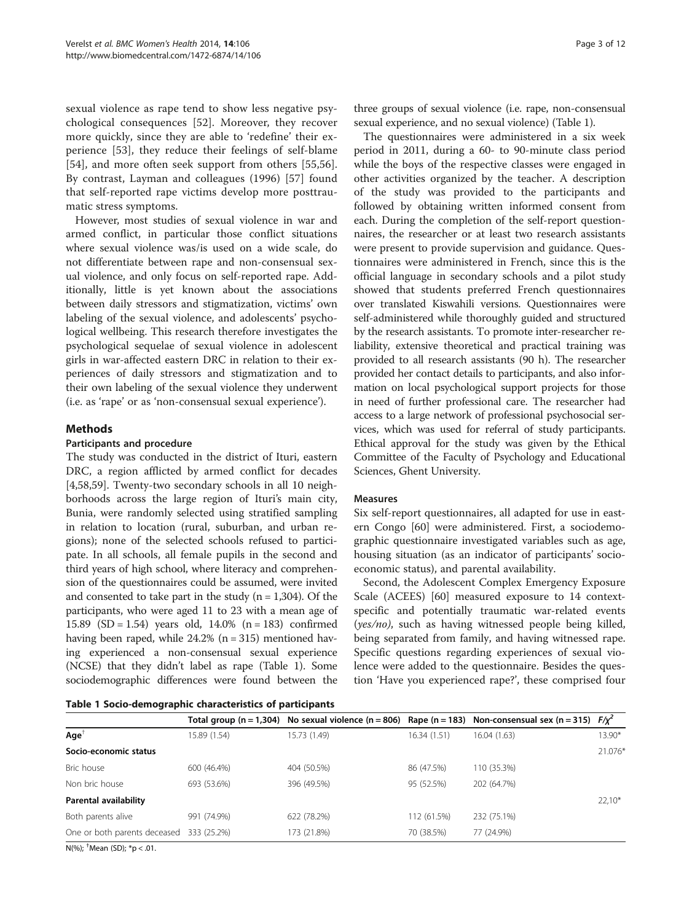sexual violence as rape tend to show less negative psychological consequences [52]. Moreover, they recover more quickly, since they are able to 'redefine' their experience [53], they reduce their feelings of self-blame [54], and more often seek support from others [55,56]. By contrast, Layman and colleagues (1996) [57] found that self-reported rape victims develop more posttraumatic stress symptoms.

However, most studies of sexual violence in war and armed conflict, in particular those conflict situations where sexual violence was/is used on a wide scale, do not differentiate between rape and non-consensual sexual violence, and only focus on self-reported rape. Additionally, little is yet known about the associations between daily stressors and stigmatization, victims' own labeling of the sexual violence, and adolescents' psychological wellbeing. This research therefore investigates the psychological sequelae of sexual violence in adolescent girls in war-affected eastern DRC in relation to their experiences of daily stressors and stigmatization and to their own labeling of the sexual violence they underwent (i.e. as 'rape' or as 'non-consensual sexual experience').

## Methods

### Participants and procedure

The study was conducted in the district of Ituri, eastern DRC, a region afflicted by armed conflict for decades [4,58,59]. Twenty-two secondary schools in all 10 neighborhoods across the large region of Ituri's main city, Bunia, were randomly selected using stratified sampling in relation to location (rural, suburban, and urban regions); none of the selected schools refused to participate. In all schools, all female pupils in the second and third years of high school, where literacy and comprehension of the questionnaires could be assumed, were invited and consented to take part in the study (n = 1,304). Of the participants, who were aged 11 to 23 with a mean age of 15.89 (SD = 1.54) years old, 14.0% (n = 183) confirmed having been raped, while 24.2% (n = 315) mentioned having experienced a non-consensual sexual experience (NCSE) that they didn't label as rape (Table 1). Some sociodemographic differences were found between the three groups of sexual violence (i.e. rape, non-consensual sexual experience, and no sexual violence) (Table 1).

**Table 1 Socio-demographic characteristics of participants**

| | Total group (n = 1,304) | No sexual violence (n = 806) | Rape (n = 183) | Non-consensual sex (n = 315) | $F/\chi^2$ |
|---|---|---|---|---|---|
| **Age**[†] | 15.89 (1.54) | 15.73 (1.49) | 16.34 (1.51) | 16.04 (1.63) | 13.90* |
| **Socio-economic status** | | | | | 21.076* |
| Bric house | 600 (46.4%) | 404 (50.5%) | 86 (47.5%) | 110 (35.3%) | |
| Non bric house | 693 (53.6%) | 396 (49.5%) | 95 (52.5%) | 202 (64.7%) | |
| **Parental availability** | | | | | 22,10* |
| Both parents alive | 991 (74.9%) | 622 (78.2%) | 112 (61.5%) | 232 (75.1%) | |
| One or both parents deceased | 333 (25.2%) | 173 (21.8%) | 70 (38.5%) | 77 (24.9%) | |

N(%); [†]Mean (SD); *p < .01.

The questionnaires were administered in a six week period in 2011, during a 60- to 90-minute class period while the boys of the respective classes were engaged in other activities organized by the teacher. A description of the study was provided to the participants and followed by obtaining written informed consent from each. During the completion of the self-report questionnaires, the researcher or at least two research assistants were present to provide supervision and guidance. Questionnaires were administered in French, since this is the official language in secondary schools and a pilot study showed that students preferred French questionnaires over translated Kiswahili versions. Questionnaires were self-administered while thoroughly guided and structured by the research assistants. To promote inter-researcher reliability, extensive theoretical and practical training was provided to all research assistants (90 h). The researcher provided her contact details to participants, and also information on local psychological support projects for those in need of further professional care. The researcher had access to a large network of professional psychosocial services, which was used for referral of study participants. Ethical approval for the study was given by the Ethical Committee of the Faculty of Psychology and Educational Sciences, Ghent University.

### Measures

Six self-report questionnaires, all adapted for use in eastern Congo [60] were administered. First, a sociodemographic questionnaire investigated variables such as age, housing situation (as an indicator of participants' socioeconomic status), and parental availability.

Second, the Adolescent Complex Emergency Exposure Scale (ACEES) [60] measured exposure to 14 context-specific and potentially traumatic war-related events (*yes/no)*, such as having witnessed people being killed, being separated from family, and having witnessed rape. Specific questions regarding experiences of sexual violence were added to the questionnaire. Besides the question 'Have you experienced rape?', these comprised four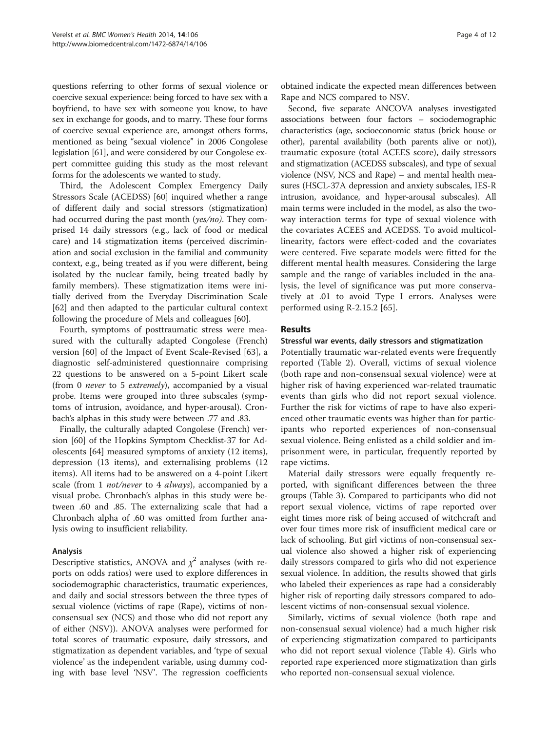questions referring to other forms of sexual violence or coercive sexual experience: being forced to have sex with a boyfriend, to have sex with someone you know, to have sex in exchange for goods, and to marry. These four forms of coercive sexual experience are, amongst others forms, mentioned as being "sexual violence" in 2006 Congolese legislation [61], and were considered by our Congolese expert committee guiding this study as the most relevant forms for the adolescents we wanted to study.

Third, the Adolescent Complex Emergency Daily Stressors Scale (ACEDSS) [60] inquired whether a range of different daily and social stressors (stigmatization) had occurred during the past month (*yes/no*). They comprised 14 daily stressors (e.g., lack of food or medical care) and 14 stigmatization items (perceived discrimination and social exclusion in the familial and community context, e.g., being treated as if you were different, being isolated by the nuclear family, being treated badly by family members). These stigmatization items were initially derived from the Everyday Discrimination Scale [62] and then adapted to the particular cultural context following the procedure of Mels and colleagues [60].

Fourth, symptoms of posttraumatic stress were measured with the culturally adapted Congolese (French) version [60] of the Impact of Event Scale-Revised [63], a diagnostic self-administered questionnaire comprising 22 questions to be answered on a 5-point Likert scale (from 0 *never* to 5 *extremely*), accompanied by a visual probe. Items were grouped into three subscales (symptoms of intrusion, avoidance, and hyper-arousal). Cronbach's alphas in this study were between .77 and .83.

Finally, the culturally adapted Congolese (French) version [60] of the Hopkins Symptom Checklist-37 for Adolescents [64] measured symptoms of anxiety (12 items), depression (13 items), and externalising problems (12 items). All items had to be answered on a 4-point Likert scale (from 1 *not/never* to 4 *always*), accompanied by a visual probe. Chronbach's alphas in this study were between .60 and .85. The externalizing scale that had a Chronbach alpha of .60 was omitted from further analysis owing to insufficient reliability.

### Analysis

Descriptive statistics, ANOVA and $\chi^2$ analyses (with reports on odds ratios) were used to explore differences in sociodemographic characteristics, traumatic experiences, and daily and social stressors between the three types of sexual violence (victims of rape (Rape), victims of non-consensual sex (NCS) and those who did not report any of either (NSV)). ANOVA analyses were performed for total scores of traumatic exposure, daily stressors, and stigmatization as dependent variables, and 'type of sexual violence' as the independent variable, using dummy coding with base level 'NSV'. The regression coefficients obtained indicate the expected mean differences between Rape and NCS compared to NSV.

Second, five separate ANCOVA analyses investigated associations between four factors – sociodemographic characteristics (age, socioeconomic status (brick house or other), parental availability (both parents alive or not)), traumatic exposure (total ACEES score), daily stressors and stigmatization (ACEDSS subscales), and type of sexual violence (NSV, NCS and Rape) – and mental health measures (HSCL-37A depression and anxiety subscales, IES-R intrusion, avoidance, and hyper-arousal subscales). All main terms were included in the model, as also the two-way interaction terms for type of sexual violence with the covariates ACEES and ACEDSS. To avoid multicollinearity, factors were effect-coded and the covariates were centered. Five separate models were fitted for the different mental health measures. Considering the large sample and the range of variables included in the analysis, the level of significance was put more conservatively at .01 to avoid Type I errors. Analyses were performed using R-2.15.2 [65].

## Results

### Stressful war events, daily stressors and stigmatization

Potentially traumatic war-related events were frequently reported (Table 2). Overall, victims of sexual violence (both rape and non-consensual sexual violence) were at higher risk of having experienced war-related traumatic events than girls who did not report sexual violence. Further the risk for victims of rape to have also experienced other traumatic events was higher than for participants who reported experiences of non-consensual sexual violence. Being enlisted as a child soldier and imprisonment were, in particular, frequently reported by rape victims.

Material daily stressors were equally frequently reported, with significant differences between the three groups (Table 3). Compared to participants who did not report sexual violence, victims of rape reported over eight times more risk of being accused of witchcraft and over four times more risk of insufficient medical care or lack of schooling. But girl victims of non-consensual sexual violence also showed a higher risk of experiencing daily stressors compared to girls who did not experience sexual violence. In addition, the results showed that girls who labeled their experiences as rape had a considerably higher risk of reporting daily stressors compared to adolescent victims of non-consensual sexual violence.

Similarly, victims of sexual violence (both rape and non-consensual sexual violence) had a much higher risk of experiencing stigmatization compared to participants who did not report sexual violence (Table 4). Girls who reported rape experienced more stigmatization than girls who reported non-consensual sexual violence.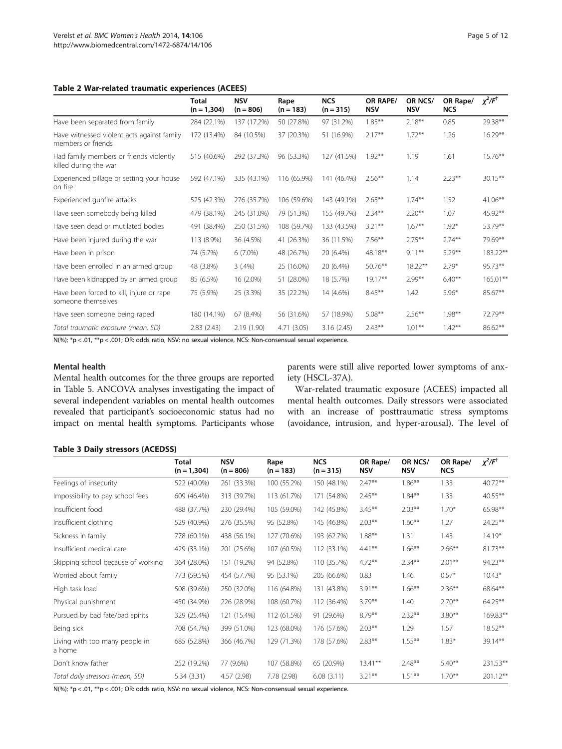**Table 2 War-related traumatic experiences (ACEES)**

| | Total (n = 1,304) | NSV (n = 806) | Rape (n = 183) | NCS (n = 315) | OR RAPE/ NSV | OR NCS/ NSV | OR Rape/ NCS | $\chi^2/F^\dagger$ |
|---|---|---|---|---|---|---|---|---|
| Have been separated from family | 284 (22.1%) | 137 (17.2%) | 50 (27.8%) | 97 (31.2%) | 1.85** | 2.18** | 0.85 | 29.38** |
| Have witnessed violent acts against family members or friends | 172 (13.4%) | 84 (10.5%) | 37 (20.3%) | 51 (16.9%) | 2.17** | 1.72** | 1.26 | 16.29** |
| Had family members or friends violently killed during the war | 515 (40.6%) | 292 (37.3%) | 96 (53.3%) | 127 (41.5%) | 1.92** | 1.19 | 1.61 | 15.76** |
| Experienced pillage or setting your house on fire | 592 (47.1%) | 335 (43.1%) | 116 (65.9%) | 141 (46.4%) | 2.56** | 1.14 | 2.23** | 30.15** |
| Experienced gunfire attacks | 525 (42.3%) | 276 (35.7%) | 106 (59.6%) | 143 (49.1%) | 2.65** | 1.74** | 1.52 | 41.06** |
| Have seen somebody being killed | 479 (38.1%) | 245 (31.0%) | 79 (51.3%) | 155 (49.7%) | 2.34** | 2.20** | 1.07 | 45.92** |
| Have seen dead or mutilated bodies | 491 (38.1%) | 250 (31.5%) | 108 (59.7%) | 133 (43.5%) | 3.21** | 1.67** | 1.92* | 53.79** |
| Have been injured during the war | 113 (8.9%) | 36 (4.5%) | 41 (26.3%) | 36 (11.5%) | 7.56** | 2.75** | 2.74** | 79.69** |
| Have been in prison | 74 (5.7%) | 6 (7.0%) | 48 (26.7%) | 20 (6.4%) | 48.18** | 9.11** | 5.29** | 183.22** |
| Have been enrolled in an armed group | 48 (3.8%) | 3 (.4%) | 25 (16.0%) | 20 (6.4%) | 50.76** | 18.22** | 2.79* | 95.73** |
| Have been kidnapped by an armed group | 85 (6.5%) | 16 (2.0%) | 51 (28.0%) | 18 (5.7%) | 19.17** | 2.99** | 6.40** | 165.01** |
| Have been forced to kill, injure or rape someone themselves | 75 (5.9%) | 25 (3.3%) | 35 (22.2%) | 14 (4.6%) | 8.45** | 1.42 | 5.96* | 85.67** |
| Have seen someone being raped | 180 (14.1%) | 67 (8.4%) | 56 (31.6%) | 57 (18.9%) | 5.08** | 2.56** | 1.98** | 72.79** |
| *Total traumatic exposure (mean, SD)* | 2.83 (2.43) | 2.19 (1.90) | 4.71 (3.05) | 3.16 (2.45) | 2.43** | 1.01** | 1.42** | 86.62** |

N(%); *p < .01, **p < .001; OR: odds ratio, NSV: no sexual violence, NCS: Non-consensual sexual experience.

## Mental health

Mental health outcomes for the three groups are reported in Table 5. ANCOVA analyses investigating the impact of several independent variables on mental health outcomes revealed that participant's socioeconomic status had no impact on mental health symptoms. Participants whose parents were still alive reported lower symptoms of anxiety (HSCL-37A).

War-related traumatic exposure (ACEES) impacted all mental health outcomes. Daily stressors were associated with an increase of posttraumatic stress symptoms (avoidance, intrusion, and hyper-arousal). The level of

**Table 3 Daily stressors (ACEDSS)**

| | Total (n = 1,304) | NSV (n = 806) | Rape (n = 183) | NCS (n = 315) | OR Rape/ NSV | OR NCS/ NSV | OR Rape/ NCS | $\chi^2/F^\dagger$ |
|---|---|---|---|---|---|---|---|---|
| Feelings of insecurity | 522 (40.0%) | 261 (33.3%) | 100 (55.2%) | 150 (48.1%) | 2.47** | 1.86** | 1.33 | 40.72** |
| Impossibility to pay school fees | 609 (46.4%) | 313 (39.7%) | 113 (61.7%) | 171 (54.8%) | 2.45** | 1.84** | 1.33 | 40.55** |
| Insufficient food | 488 (37.7%) | 230 (29.4%) | 105 (59.0%) | 142 (45.8%) | 3.45** | 2.03** | 1.70* | 65.98** |
| Insufficient clothing | 529 (40.9%) | 276 (35.5%) | 95 (52.8%) | 145 (46.8%) | 2.03** | 1.60** | 1.27 | 24.25** |
| Sickness in family | 778 (60.1%) | 438 (56.1%) | 127 (70.6%) | 193 (62.7%) | 1.88** | 1.31 | 1.43 | 14.19* |
| Insufficient medical care | 429 (33.1%) | 201 (25.6%) | 107 (60.5%) | 112 (33.1%) | 4.41** | 1.66** | 2.66** | 81.73** |
| Skipping school because of working | 364 (28.0%) | 151 (19.2%) | 94 (52.8%) | 110 (35.7%) | 4.72** | 2.34** | 2.01** | 94.23** |
| Worried about family | 773 (59.5%) | 454 (57.7%) | 95 (53.1%) | 205 (66.6%) | 0.83 | 1.46 | 0.57* | 10.43* |
| High task load | 508 (39.6%) | 250 (32.0%) | 116 (64.8%) | 131 (43.8%) | 3.91** | 1.66** | 2.36** | 68.64** |
| Physical punishment | 450 (34.9%) | 226 (28.9%) | 108 (60.7%) | 112 (36.4%) | 3.79** | 1.40 | 2.70** | 64.25** |
| Pursued by bad fate/bad spirits | 329 (25.4%) | 121 (15.4%) | 112 (61.5%) | 91 (29.6%) | 8.79** | 2.32** | 3.80** | 169.83** |
| Being sick | 708 (54.7%) | 399 (51.0%) | 123 (68.0%) | 176 (57.6%) | 2.03** | 1.29 | 1.57 | 18.52** |
| Living with too many people in a home | 685 (52.8%) | 366 (46.7%) | 129 (71.3%) | 178 (57.6%) | 2.83** | 1.55** | 1.83* | 39.14** |
| Don't know father | 252 (19.2%) | 77 (9.6%) | 107 (58.8%) | 65 (20.9%) | 13.41** | 2.48** | 5.40** | 231.53** |
| *Total daily stressors (mean, SD)* | 5.34 (3.31) | 4.57 (2.98) | 7.78 (2.98) | 6.08 (3.11) | 3.21** | 1.51** | 1.70** | 201.12** |

N(%); *p < .01, **p < .001; OR: odds ratio, NSV: no sexual violence, NCS: Non-consensual sexual experience.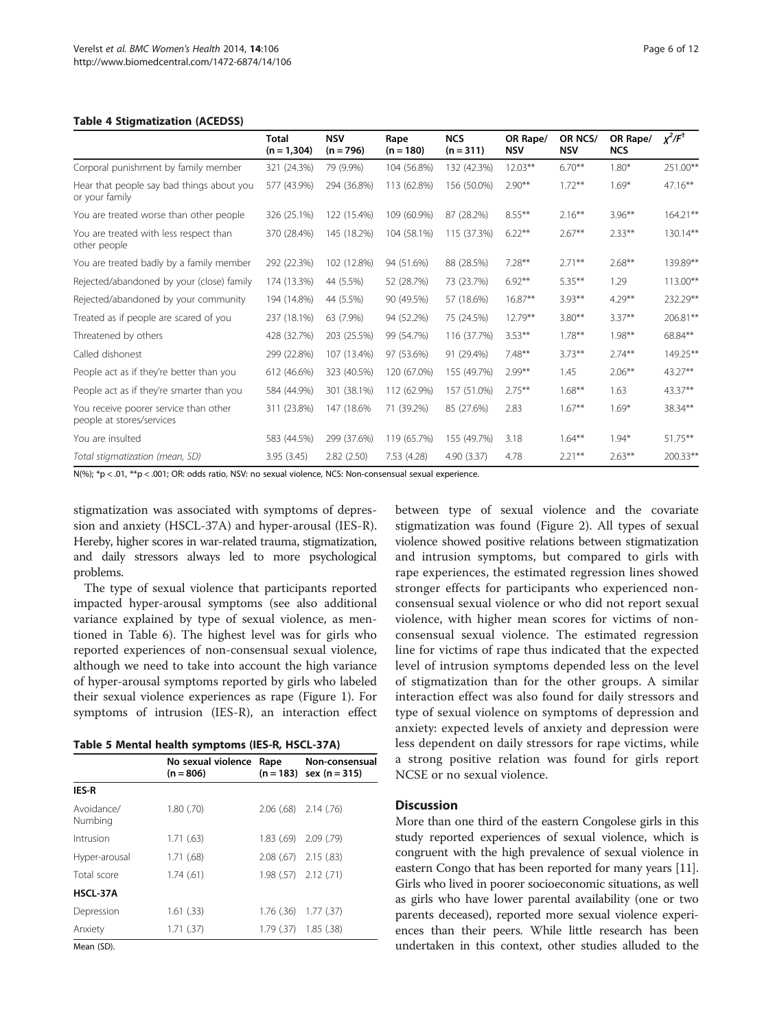**Table 4 Stigmatization (ACEDSS)**

| | Total (n = 1,304) | NSV (n = 796) | Rape (n = 180) | NCS (n = 311) | OR Rape/ NSV | OR NCS/ NSV | OR Rape/ NCS | $\chi^2/F^{\dagger}$ |
|---|---|---|---|---|---|---|---|---|
| Corporal punishment by family member | 321 (24.3%) | 79 (9.9%) | 104 (56.8%) | 132 (42.3%) | 12.03** | 6.70** | 1.80* | 251.00** |
| Hear that people say bad things about you or your family | 577 (43.9%) | 294 (36.8%) | 113 (62.8%) | 156 (50.0%) | 2.90** | 1.72** | 1.69* | 47.16** |
| You are treated worse than other people | 326 (25.1%) | 122 (15.4%) | 109 (60.9%) | 87 (28.2%) | 8.55** | 2.16** | 3.96** | 164.21** |
| You are treated with less respect than other people | 370 (28.4%) | 145 (18.2%) | 104 (58.1%) | 115 (37.3%) | 6.22** | 2.67** | 2.33** | 130.14** |
| You are treated badly by a family member | 292 (22.3%) | 102 (12.8%) | 94 (51.6%) | 88 (28.5%) | 7.28** | 2.71** | 2.68** | 139.89** |
| Rejected/abandoned by your (close) family | 174 (13.3%) | 44 (5.5%) | 52 (28.7%) | 73 (23.7%) | 6.92** | 5.35** | 1.29 | 113.00** |
| Rejected/abandoned by your community | 194 (14.8%) | 44 (5.5%) | 90 (49.5%) | 57 (18.6%) | 16.87** | 3.93** | 4.29** | 232.29** |
| Treated as if people are scared of you | 237 (18.1%) | 63 (7.9%) | 94 (52.2%) | 75 (24.5%) | 12.79** | 3.80** | 3.37** | 206.81** |
| Threatened by others | 428 (32.7%) | 203 (25.5%) | 99 (54.7%) | 116 (37.7%) | 3.53** | 1.78** | 1.98** | 68.84** |
| Called dishonest | 299 (22.8%) | 107 (13.4%) | 97 (53.6%) | 91 (29.4%) | 7.48** | 3.73** | 2.74** | 149.25** |
| People act as if they're better than you | 612 (46.6%) | 323 (40.5%) | 120 (67.0%) | 155 (49.7%) | 2.99** | 1.45 | 2.06** | 43.27** |
| People act as if they're smarter than you | 584 (44.9%) | 301 (38.1%) | 112 (62.9%) | 157 (51.0%) | 2.75** | 1.68** | 1.63 | 43.37** |
| You receive poorer service than other people at stores/services | 311 (23.8%) | 147 (18.6% | 71 (39.2%) | 85 (27.6%) | 2.83 | 1.67** | 1.69* | 38.34** |
| You are insulted | 583 (44.5%) | 299 (37.6%) | 119 (65.7%) | 155 (49.7%) | 3.18 | 1.64** | 1.94* | 51.75** |
| *Total stigmatization (mean, SD)* | 3.95 (3.45) | 2.82 (2.50) | 7.53 (4.28) | 4.90 (3.37) | 4.78 | 2.21** | 2.63** | 200.33** |

N(%); *p < .01, **p < .001; OR: odds ratio, NSV: no sexual violence, NCS: Non-consensual sexual experience.

stigmatization was associated with symptoms of depression and anxiety (HSCL-37A) and hyper-arousal (IES-R). Hereby, higher scores in war-related trauma, stigmatization, and daily stressors always led to more psychological problems.

The type of sexual violence that participants reported impacted hyper-arousal symptoms (see also additional variance explained by type of sexual violence, as mentioned in Table 6). The highest level was for girls who reported experiences of non-consensual sexual violence, although we need to take into account the high variance of hyper-arousal symptoms reported by girls who labeled their sexual violence experiences as rape (Figure 1). For symptoms of intrusion (IES-R), an interaction effect between type of sexual violence and the covariate stigmatization was found (Figure 2). All types of sexual violence showed positive relations between stigmatization and intrusion symptoms, but compared to girls with rape experiences, the estimated regression lines showed stronger effects for participants who experienced non-consensual sexual violence or who did not report sexual violence, with higher mean scores for victims of non-consensual sexual violence. The estimated regression line for victims of rape thus indicated that the expected level of intrusion symptoms depended less on the level of stigmatization than for the other groups. A similar interaction effect was also found for daily stressors and type of sexual violence on symptoms of depression and anxiety: expected levels of anxiety and depression were less dependent on daily stressors for rape victims, while a strong positive relation was found for girls report NCSE or no sexual violence.

**Table 5 Mental health symptoms (IES-R, HSCL-37A)**

| | No sexual violence (n = 806) | Rape (n = 183) | Non-consensual sex (n = 315) |
|---|---|---|---|
| **IES-R** | | | |
| Avoidance/ Numbing | 1.80 (.70) | 2.06 (.68) | 2.14 (.76) |
| Intrusion | 1.71 (.63) | 1.83 (.69) | 2.09 (.79) |
| Hyper-arousal | 1.71 (.68) | 2.08 (.67) | 2.15 (.83) |
| Total score | 1.74 (.61) | 1.98 (.57) | 2.12 (.71) |
| **HSCL-37A** | | | |
| Depression | 1.61 (.33) | 1.76 (.36) | 1.77 (.37) |
| Anxiety | 1.71 (.37) | 1.79 (.37) | 1.85 (.38) |

Mean (SD).

## Discussion

More than one third of the eastern Congolese girls in this study reported experiences of sexual violence, which is congruent with the high prevalence of sexual violence in eastern Congo that has been reported for many years [11]. Girls who lived in poorer socioeconomic situations, as well as girls who have lower parental availability (one or two parents deceased), reported more sexual violence experiences than their peers. While little research has been undertaken in this context, other studies alluded to the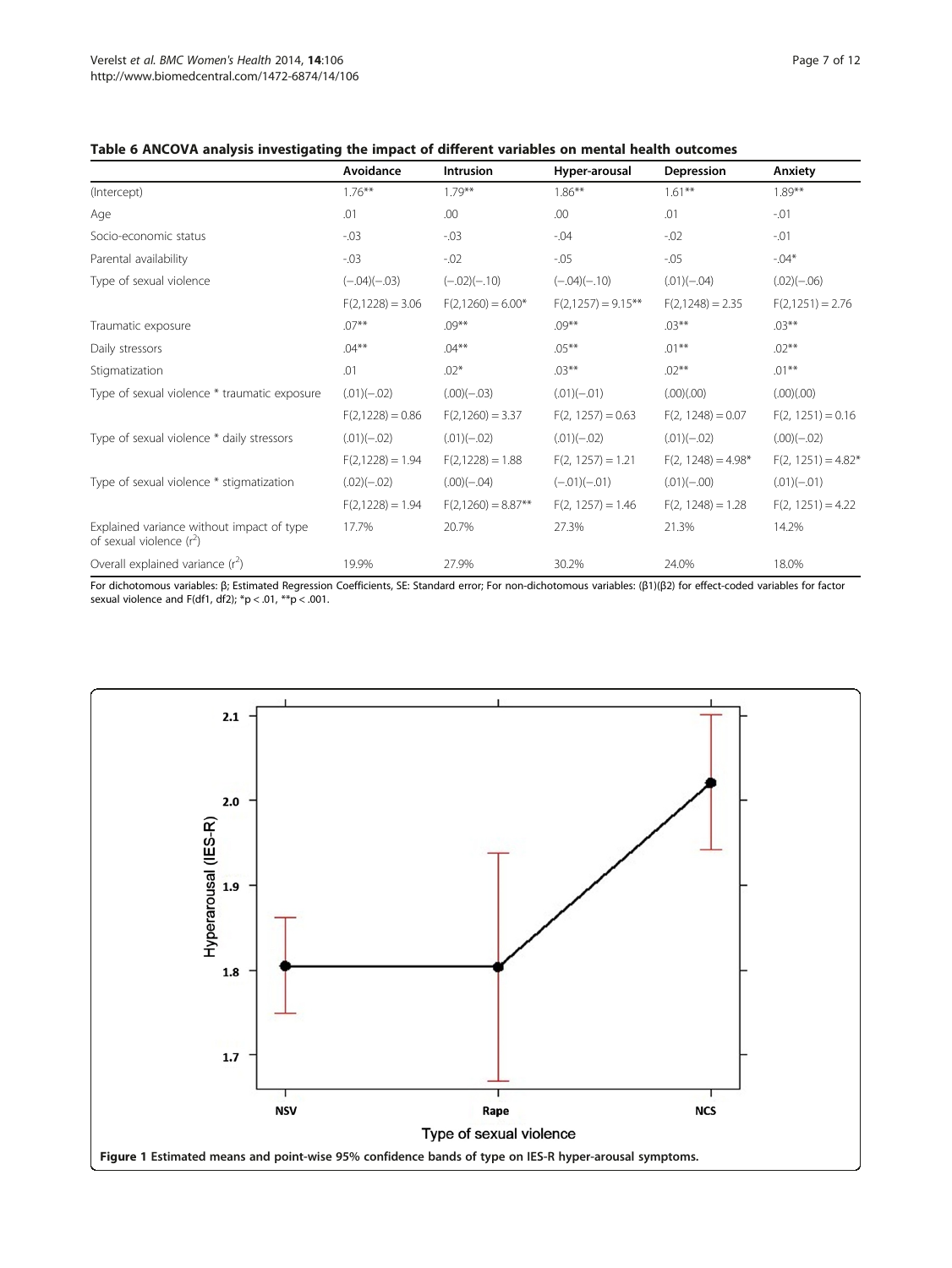**Table 6 ANCOVA analysis investigating the impact of different variables on mental health outcomes**

| | Avoidance | Intrusion | Hyper-arousal | Depression | Anxiety |
|---|---|---|---|---|---|
| (Intercept) | 1.76** | 1.79** | 1.86** | 1.61** | 1.89** |
| Age | .01 | .00 | .00 | .01 | -.01 |
| Socio-economic status | -.03 | -.03 | -.04 | -.02 | -.01 |
| Parental availability | -.03 | -.02 | -.05 | -.05 | -.04* |
| Type of sexual violence | (−.04)(−.03) | (−.02)(−.10) | (−.04)(−.10) | (.01)(−.04) | (.02)(−.06) |
| | F(2,1228) = 3.06 | F(2,1260) = 6.00* | F(2,1257) = 9.15** | F(2,1248) = 2.35 | F(2,1251) = 2.76 |
| Traumatic exposure | .07** | .09** | .09** | .03** | .03** |
| Daily stressors | .04** | .04** | .05** | .01** | .02** |
| Stigmatization | .01 | .02* | .03** | .02** | .01** |
| Type of sexual violence * traumatic exposure | (.01)(−.02) | (.00)(−.03) | (.01)(−.01) | (.00)(.00) | (.00)(.00) |
| | F(2,1228) = 0.86 | F(2,1260) = 3.37 | F(2, 1257) = 0.63 | F(2, 1248) = 0.07 | F(2, 1251) = 0.16 |
| Type of sexual violence * daily stressors | (.01)(−.02) | (.01)(−.02) | (.01)(−.02) | (.01)(−.02) | (.00)(−.02) |
| | F(2,1228) = 1.94 | F(2,1228) = 1.88 | F(2, 1257) = 1.21 | F(2, 1248) = 4.98* | F(2, 1251) = 4.82* |
| Type of sexual violence * stigmatization | (.02)(−.02) | (.00)(−.04) | (−.01)(−.01) | (.01)(−.00) | (.01)(−.01) |
| | F(2,1228) = 1.94 | F(2,1260) = 8.87** | F(2, 1257) = 1.46 | F(2, 1248) = 1.28 | F(2, 1251) = 4.22 |
| Explained variance without impact of type of sexual violence ($r^2$) | 17.7% | 20.7% | 27.3% | 21.3% | 14.2% |
| Overall explained variance ($r^2$) | 19.9% | 27.9% | 30.2% | 24.0% | 18.0% |

For dichotomous variables: β; Estimated Regression Coefficients, SE: Standard error; For non-dichotomous variables: (β1)(β2) for effect-coded variables for factor sexual violence and F(df1, df2); *p < .01, **p < .001.

**Figure 1 Estimated means and point-wise 95% confidence bands of type on IES-R hyper-arousal symptoms.**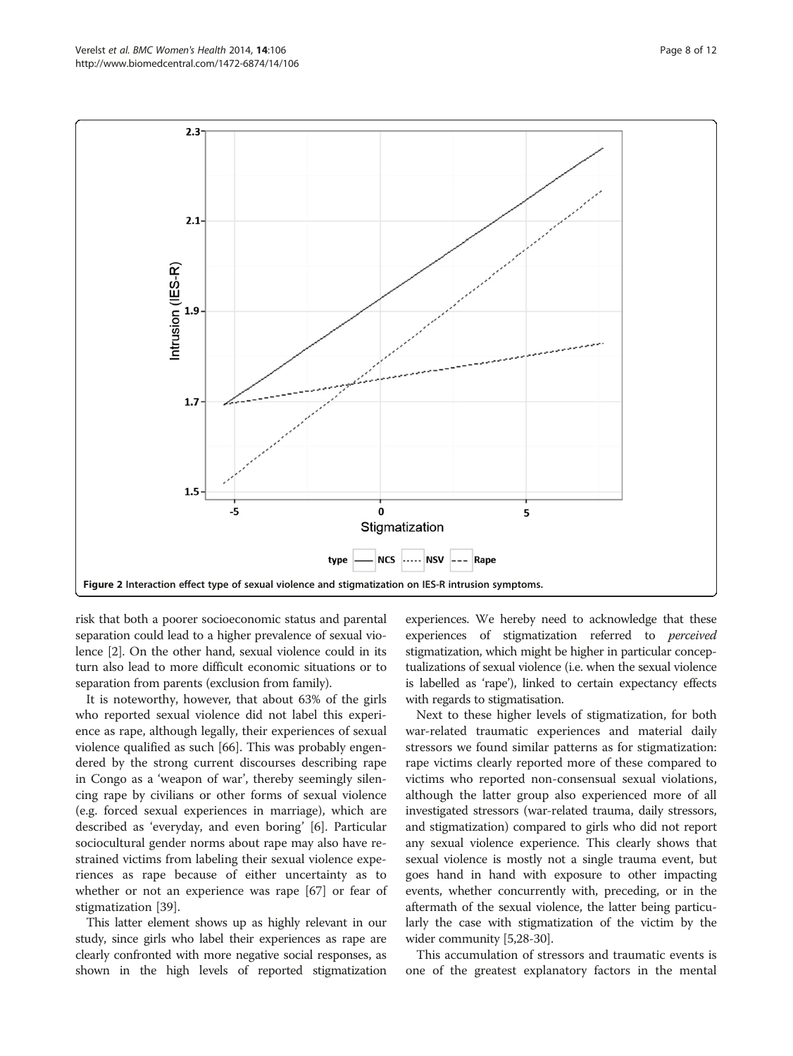Figure 2 Interaction effect type of sexual violence and stigmatization on IES-R intrusion symptoms.

risk that both a poorer socioeconomic status and parental separation could lead to a higher prevalence of sexual violence [2]. On the other hand, sexual violence could in its turn also lead to more difficult economic situations or to separation from parents (exclusion from family).

It is noteworthy, however, that about 63% of the girls who reported sexual violence did not label this experience as rape, although legally, their experiences of sexual violence qualified as such [66]. This was probably engendered by the strong current discourses describing rape in Congo as a 'weapon of war', thereby seemingly silencing rape by civilians or other forms of sexual violence (e.g. forced sexual experiences in marriage), which are described as 'everyday, and even boring' [6]. Particular sociocultural gender norms about rape may also have restrained victims from labeling their sexual violence experiences as rape because of either uncertainty as to whether or not an experience was rape [67] or fear of stigmatization [39].

This latter element shows up as highly relevant in our study, since girls who label their experiences as rape are clearly confronted with more negative social responses, as shown in the high levels of reported stigmatization experiences. We hereby need to acknowledge that these experiences of stigmatization referred to *perceived* stigmatization, which might be higher in particular conceptualizations of sexual violence (i.e. when the sexual violence is labelled as 'rape'), linked to certain expectancy effects with regards to stigmatisation.

Next to these higher levels of stigmatization, for both war-related traumatic experiences and material daily stressors we found similar patterns as for stigmatization: rape victims clearly reported more of these compared to victims who reported non-consensual sexual violations, although the latter group also experienced more of all investigated stressors (war-related trauma, daily stressors, and stigmatization) compared to girls who did not report any sexual violence experience. This clearly shows that sexual violence is mostly not a single trauma event, but goes hand in hand with exposure to other impacting events, whether concurrently with, preceding, or in the aftermath of the sexual violence, the latter being particularly the case with stigmatization of the victim by the wider community [5,28-30].

This accumulation of stressors and traumatic events is one of the greatest explanatory factors in the mental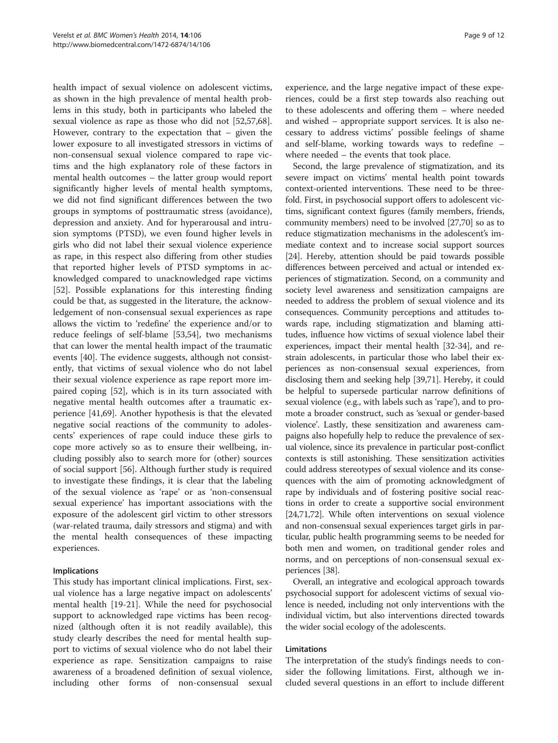health impact of sexual violence on adolescent victims, as shown in the high prevalence of mental health problems in this study, both in participants who labeled the sexual violence as rape as those who did not [52,57,68]. However, contrary to the expectation that – given the lower exposure to all investigated stressors in victims of non-consensual sexual violence compared to rape victims and the high explanatory role of these factors in mental health outcomes – the latter group would report significantly higher levels of mental health symptoms, we did not find significant differences between the two groups in symptoms of posttraumatic stress (avoidance), depression and anxiety. And for hyperarousal and intrusion symptoms (PTSD), we even found higher levels in girls who did not label their sexual violence experience as rape, in this respect also differing from other studies that reported higher levels of PTSD symptoms in acknowledged compared to unacknowledged rape victims [52]. Possible explanations for this interesting finding could be that, as suggested in the literature, the acknowledgement of non-consensual sexual experiences as rape allows the victim to 'redefine' the experience and/or to reduce feelings of self-blame [53,54], two mechanisms that can lower the mental health impact of the traumatic events [40]. The evidence suggests, although not consistently, that victims of sexual violence who do not label their sexual violence experience as rape report more impaired coping [52], which is in its turn associated with negative mental health outcomes after a traumatic experience [41,69]. Another hypothesis is that the elevated negative social reactions of the community to adolescents' experiences of rape could induce these girls to cope more actively so as to ensure their wellbeing, including possibly also to search more for (other) sources of social support [56]. Although further study is required to investigate these findings, it is clear that the labeling of the sexual violence as 'rape' or as 'non-consensual sexual experience' has important associations with the exposure of the adolescent girl victim to other stressors (war-related trauma, daily stressors and stigma) and with the mental health consequences of these impacting experiences.

### Implications

This study has important clinical implications. First, sexual violence has a large negative impact on adolescents' mental health [19-21]. While the need for psychosocial support to acknowledged rape victims has been recognized (although often it is not readily available), this study clearly describes the need for mental health support to victims of sexual violence who do not label their experience as rape. Sensitization campaigns to raise awareness of a broadened definition of sexual violence, including other forms of non-consensual sexual experience, and the large negative impact of these experiences, could be a first step towards also reaching out to these adolescents and offering them – where needed and wished – appropriate support services. It is also necessary to address victims' possible feelings of shame and self-blame, working towards ways to redefine – where needed – the events that took place.

Second, the large prevalence of stigmatization, and its severe impact on victims' mental health point towards context-oriented interventions. These need to be threefold. First, in psychosocial support offers to adolescent victims, significant context figures (family members, friends, community members) need to be involved [27,70] so as to reduce stigmatization mechanisms in the adolescent's immediate context and to increase social support sources [24]. Hereby, attention should be paid towards possible differences between perceived and actual or intended experiences of stigmatization. Second, on a community and society level awareness and sensitization campaigns are needed to address the problem of sexual violence and its consequences. Community perceptions and attitudes towards rape, including stigmatization and blaming attitudes, influence how victims of sexual violence label their experiences, impact their mental health [32-34], and restrain adolescents, in particular those who label their experiences as non-consensual sexual experiences, from disclosing them and seeking help [39,71]. Hereby, it could be helpful to supersede particular narrow definitions of sexual violence (e.g., with labels such as 'rape'), and to promote a broader construct, such as 'sexual or gender-based violence'. Lastly, these sensitization and awareness campaigns also hopefully help to reduce the prevalence of sexual violence, since its prevalence in particular post-conflict contexts is still astonishing. These sensitization activities could address stereotypes of sexual violence and its consequences with the aim of promoting acknowledgment of rape by individuals and of fostering positive social reactions in order to create a supportive social environment [24,71,72]. While often interventions on sexual violence and non-consensual sexual experiences target girls in particular, public health programming seems to be needed for both men and women, on traditional gender roles and norms, and on perceptions of non-consensual sexual experiences [38].

Overall, an integrative and ecological approach towards psychosocial support for adolescent victims of sexual violence is needed, including not only interventions with the individual victim, but also interventions directed towards the wider social ecology of the adolescents.

### Limitations

The interpretation of the study's findings needs to consider the following limitations. First, although we included several questions in an effort to include different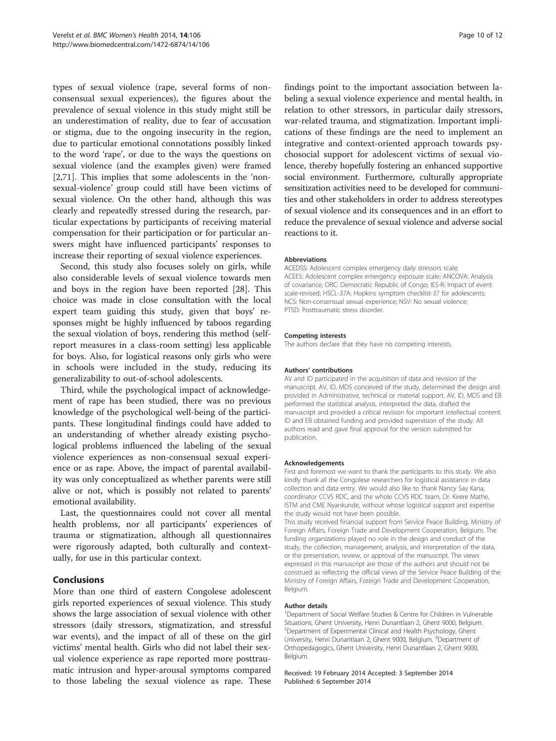types of sexual violence (rape, several forms of non-consensual sexual experiences), the figures about the prevalence of sexual violence in this study might still be an underestimation of reality, due to fear of accusation or stigma, due to the ongoing insecurity in the region, due to particular emotional connotations possibly linked to the word 'rape', or due to the ways the questions on sexual violence (and the examples given) were framed [2,71]. This implies that some adolescents in the 'non-sexual-violence' group could still have been victims of sexual violence. On the other hand, although this was clearly and repeatedly stressed during the research, particular expectations by participants of receiving material compensation for their participation or for particular answers might have influenced participants' responses to increase their reporting of sexual violence experiences.

Second, this study also focuses solely on girls, while also considerable levels of sexual violence towards men and boys in the region have been reported [28]. This choice was made in close consultation with the local expert team guiding this study, given that boys' responses might be highly influenced by taboos regarding the sexual violation of boys, rendering this method (self-report measures in a class-room setting) less applicable for boys. Also, for logistical reasons only girls who were in schools were included in the study, reducing its generalizability to out-of-school adolescents.

Third, while the psychological impact of acknowledgement of rape has been studied, there was no previous knowledge of the psychological well-being of the participants. These longitudinal findings could have added to an understanding of whether already existing psychological problems influenced the labeling of the sexual violence experiences as non-consensual sexual experience or as rape. Above, the impact of parental availability was only conceptualized as whether parents were still alive or not, which is possibly not related to parents' emotional availability.

Last, the questionnaires could not cover all mental health problems, nor all participants' experiences of trauma or stigmatization, although all questionnaires were rigorously adapted, both culturally and contextually, for use in this particular context.

## Conclusions

More than one third of eastern Congolese adolescent girls reported experiences of sexual violence. This study shows the large association of sexual violence with other stressors (daily stressors, stigmatization, and stressful war events), and the impact of all of these on the girl victims' mental health. Girls who did not label their sexual violence experience as rape reported more posttraumatic intrusion and hyper-arousal symptoms compared to those labeling the sexual violence as rape. These findings point to the important association between labeling a sexual violence experience and mental health, in relation to other stressors, in particular daily stressors, war-related trauma, and stigmatization. Important implications of these findings are the need to implement an integrative and context-oriented approach towards psychosocial support for adolescent victims of sexual violence, thereby hopefully fostering an enhanced supportive social environment. Furthermore, culturally appropriate sensitization activities need to be developed for communities and other stakeholders in order to address stereotypes of sexual violence and its consequences and in an effort to reduce the prevalence of sexual violence and adverse social reactions to it.

#### Abbreviations

ACEDSS: Adolescent complex emergency daily stressors scale; ACEES: Adolescent complex emergency exposure scale; ANCOVA: Analysis of covariance; DRC: Democratic Republic of Congo; IES-R: Impact of event scale-revised; HSCL-37A: Hopkins symptom checklist-37 for adolescents; NCS: Non-consensual sexual experience; NSV: No sexual violence; PTSD: Posttraumatic stress disorder.

#### Competing interests

The authors declare that they have no competing interests.

#### Authors' contributions

AV and ID participated in the acquisition of data and revision of the manuscript. AV, ID, MDS conceived of the study, determined the design and provided in Administrative, technical or material support. AV, ID, MDS and EB performed the statistical analysis, interpreted the data, drafted the manuscript and provided a critical revision for important intellectual content. ID and EB obtained funding and provided supervision of the study. All authors read and gave final approval for the version submitted for publication.

#### Acknowledgements

First and foremost we want to thank the participants to this study. We also kindly thank all the Congolese researchers for logistical assistance in data collection and data entry. We would also like to thank Nancy Say Kana, coordinator CCVS RDC, and the whole CCVS RDC team, Dr. Kirere Mathe, ISTM and CME Nyankunde, without whose logistical support and expertise the study would not have been possible.

This study received financial support from Service Peace Building, Ministry of Foreign Affairs, Foreign Trade and Development Cooperation, Belgium. The funding organizations played no role in the design and conduct of the study, the collection, management, analysis, and interpretation of the data, or the presentation, review, or approval of the manuscript. The views expressed in this manuscript are those of the authors and should not be construed as reflecting the official views of the Service Peace Building of the Ministry of Foreign Affairs, Foreign Trade and Development Cooperation, Belgium.

#### Author details

[1]Department of Social Welfare Studies & Centre for Children in Vulnerable Situations, Ghent University, Henri Dunantlaan 2, Ghent 9000, Belgium. [2]Department of Experimental Clinical and Health Psychology, Ghent University, Henri Dunantlaan 2, Ghent 9000, Belgium. [3]Department of Orthopedagogics, Ghent University, Henri Dunantlaan 2, Ghent 9000, Belgium.

Received: 19 February 2014 Accepted: 3 September 2014
Published: 6 September 2014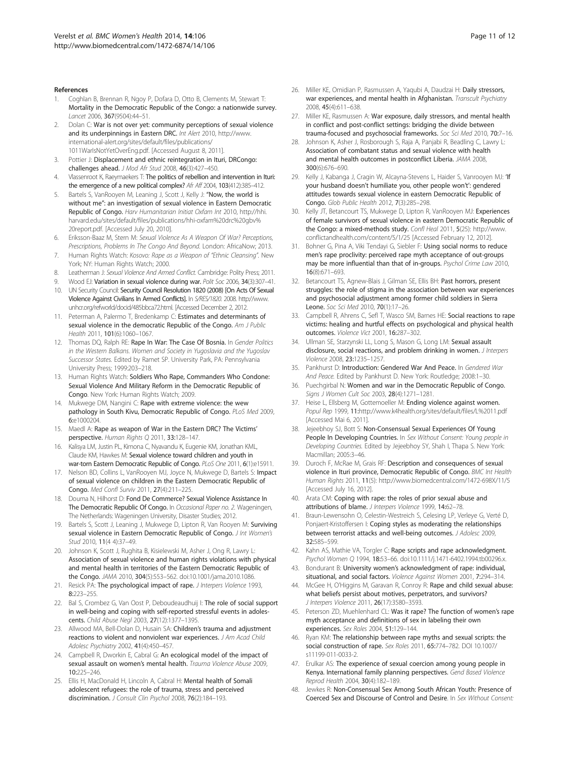## References

1. Coghlan B, Brennan R, Ngoy P, Dofara D, Otto B, Clements M, Stewart T: **Mortality in the Democratic Republic of the Congo: a nationwide survey.** *Lancet* 2006, **367**(9504):44–51.
2. Dolan C: **War is not over yet: community perceptions of sexual violence and its underpinnings in Eastern DRC.** *Int Alert* 2010, http://www.international-alert.org/sites/default/files/publications/1011WarIsNotYetOverEng.pdf. [Accessed August 8, 2011].
3. Pottier J: **Displacement and ethnic reintegration in Ituri, DRCongo: challenges ahead.** *J Mod Afr Stud* 2008, **46**(3):427–450.
4. Vlassenroot K, Raeymaekers T: **The politics of rebellion and intervention in Ituri: the emergence of a new political complex?** *Afr Aff* 2004, **103**(412):385–412.
5. Bartels S, VanRooyen M, Leaning J, Scott J, Kelly J: **"Now, the world is without me": an investigation of sexual violence in Eastern Democratic Republic of Congo.** *Harv Humanitarian Initiat Oxfam Int* 2010, http://hhi.harvard.edu/sites/default/files/publications/hhi-oxfam%20drc%20gbv%20report.pdf. [Accessed July 20, 2010].
6. Eriksson-Baaz M, Stern M: *Sexual Violence As A Weapon Of War? Perceptions, Prescriptions, Problems In The Congo And Beyond.* London: AfricaNow; 2013.
7. Human Rights Watch: *Kosovo: Rape as a Weapon of "Ethnic Cleansing".* New York; NY: Human Rights Watch; 2000.
8. Leatherman J: *Sexual Violence And Armed Conflict.* Cambridge: Polity Press; 2011.
9. Wood EJ: **Variation in sexual violence during war.** *Polit Soc* 2006, **34**(3):307–41.
10. UN Security Council: **Security Council Resolution 1820 (2008) [On Acts Of Sexual Violence Against Civilians In Armed Conflicts].** In *S/RES/1820.* 2008. http://www.unhcr.org/refworld/docid/485bbca72.html. [Accessed December 2, 2012].
11. Peterman A, Palermo T, Bredenkamp C: **Estimates and determinants of sexual violence in the democratic Republic of the Congo.** *Am J Public Health* 2011, **101**(6):1060–1067.
12. Thomas DQ, Ralph RE: **Rape In War: The Case Of Bosnia.** In *Gender Politics in the Western Balkans. Women and Society in Yugoslavia and the Yugoslav Successor States.* Edited by Ramet SP. University Park, PA: Pennsylvania University Press; 1999:203–218.
13. Human Rights Watch: **Soldiers Who Rape, Commanders Who Condone: Sexual Violence And Military Reform in the Democratic Republic of Congo**. New York: Human Rights Watch; 2009.
14. Mukwege DM, Nangini C: **Rape with extreme violence: the wew pathology in South Kivu, Democratic Republic of Congo.** *PLoS Med* 2009, **6**:e1000204.
15. Maedl A: **Rape as weapon of War in the Eastern DRC? The Victims' perspective.** *Human Rights Q* 2011, **33**:128–147.
16. Kalisya LM, Justin PL, Kimona C, Nyavandu K, Eugenie KM, Jonathan KML, Claude KM, Hawkes M: **Sexual violence toward children and youth in war-torn Eastern Democratic Republic of Congo.** *PLoS One* 2011, **6**(1):e15911.
17. Nelson BD, Collins L, VanRooyen MJ, Joyce N, Mukwege D, Bartels S: **Impact of sexual violence on children in the Eastern Democratic Republic of Congo.** *Med Confl Surviv* 2011, **27**(4):211–225.
18. Douma N, Hilhorst D: **Fond De Commerce? Sexual Violence Assistance In The Democratic Republic Of Congo.** In *Occasional Paper no. 2.* Wageningen, The Netherlands: Wageningen University, Disaster Studies; 2012.
19. Bartels S, Scott J, Leaning J, Mukwege D, Lipton R, Van Rooyen M: **Surviving sexual violence in Eastern Democratic Republic of Congo.** *J Int Women's Stud* 2010, **11**(4 4):37–49.
20. Johnson K, Scott J, Rughita B, Kisielewski M, Asher J, Ong R, Lawry L: **Association of sexual violence and human rights violations with physical and mental health in territories of the Eastern Democratic Republic of the Congo.** *JAMA* 2010, **304**(5):553–562. doi:10.1001/jama.2010.1086.
21. Resick PA: **The psychological impact of rape.** *J Interpers Violence* 1993, **8**:223–255.
22. Bal S, Crombez G, Van Oost P, Deboudeaudhuij I: **The role of social support in well-being and coping with self-reported stressful events in adolescents.** *Child Abuse Negl* 2003, **27**(12):1377–1395.
23. Allwood MA, Bell-Dolan D, Husain SA: **Children's trauma and adjustment reactions to violent and nonviolent war experiences.** *J Am Acad Child Adolesc Psychiatry* 2002, **41**(4):450–457.
24. Campbell R, Dworkin E, Cabral G: **An ecological model of the impact of sexual assault on women's mental health.** *Trauma Violence Abuse* 2009, **10**:225–246.
25. Ellis H, MacDonald H, Lincoln A, Cabral H: **Mental health of Somali adolescent refugees: the role of trauma, stress and perceived discrimination.** *J Consult Clin Psychol* 2008, **76**(2):184–193.
26. Miller KE, Omidian P, Rasmussen A, Yaqubi A, Daudzai H: **Daily stressors, war experiences, and mental health in Afghanistan.** *Transcult Psychiatry* 2008, **45**(4):611–638.
27. Miller KE, Rasmussen A: **War exposure, daily stressors, and mental health in conflict and post-conflict settings: bridging the divide between trauma-focused and psychosocial frameworks.** *Soc Sci Med* 2010, **70**:7–16.
28. Johnson K, Asher J, Rosborough S, Raja A, Panjabi R, Beadling C, Lawry L: **Association of combatant status and sexual violence with health and mental health outcomes in postconflict Liberia.** *JAMA* 2008, **300**(6):676–690.
29. Kelly J, Kabanga J, Cragin W, Alcayna-Stevens L, Haider S, Vanrooyen MJ: **'If your husband doesn't humiliate you, other people won't': gendered attitudes towards sexual violence in eastern Democratic Republic of Congo.** *Glob Public Health* 2012, **7**(3):285–298.
30. Kelly JT, Betancourt TS, Mukwege D, Lipton R, VanRooyen MJ: **Experiences of female survivors of sexual violence in eastern Democratic Republic of the Congo: a mixed-methods study.** *Confl Heal* 2011, **5**(25): http://www.conflictandhealth.com/content/5/1/25 [Accessed February 12, 2012].
31. Bohner G, Pina A, Viki Tendayi G, Siebler F: **Using social norms to reduce men's rape proclivity: perceived rape myth acceptance of out-groups may be more influential than that of in-groups.** *Psychol Crime Law* 2010, **16**(8):671–693.
32. Betancourt TS, Agnew-Blais J, Gilman SE, Ellis BH: **Past horrors, present struggles: the role of stigma in the association between war experiences and psychosocial adjustment among former child soldiers in Sierra Leone.** *Soc Sci Med* 2010, **70**(1):17–26.
33. Campbell R, Ahrens C, Sefl T, Wasco SM, Barnes HE: **Social reactions to rape victims: healing and hurtful effects on psychological and physical health outcomes.** *Violence Vict* 2001, **16**:287–302.
34. Ullman SE, Starzynski LL, Long S, Mason G, Long LM: **Sexual assault disclosure, social reactions, and problem drinking in women.** *J Interpers Violence* 2008, **23**:1235–1257.
35. Pankhurst D: **Introduction: Gendered War And Peace.** In *Gendered War And Peace.* Edited by Pankhurst D. New York: Routledge; 2008:1–30.
36. Puechgirbal N: **Women and war in the Democratic Republic of Congo.** *Signs J Women Cult Soc* 2003, **28**(4):1271–1281.
37. Heise L, Ellsberg M, Gottemoeller M: **Ending violence against women.** *Popul Rep* 1999, **11**:http://www.k4health.org/sites/default/files/L%2011.pdf [Accessed Mai 6, 2011].
38. Jejeebhoy SJ, Bott S: **Non-Consensual Sexual Experiences Of Young People In Developing Countries.** In *Sex Without Consent: Young people in Developing Countries.* Edited by Jejeebhoy SY, Shah I, Thapa S. New York: Macmillan; 2005:3–46.
39. Duroch F, McRae M, Grais RF: **Description and consequences of sexual violence in Ituri province, Democratic Republic of Congo.** *BMC Int Health Human Rights* 2011, **11**(5): http://www.biomedcentral.com/1472-698X/11/5 [Accessed July 16, 2012].
40. Arata CM: **Coping with rape: the roles of prior sexual abuse and attributions of blame.** *J Interpers Violence* 1999, **14**:62–78.
41. Braun-Lewensohn O, Celestin-Westreich S, Celesing LP, Verleye G, Verté D, Ponjaert-Kristoffersen I: **Coping styles as moderating the relationships between terrorist attacks and well-being outcomes.** *J Adolesc* 2009, **32**:585–599.
42. Kahn AS, Mathie VA, Torgler C: **Rape scripts and rape acknowledgment.** *Psychol Women Q* 1994, **18**:53–66. doi:10.1111/j.1471-6402.1994.tb00296.x.
43. Bondurant B: **University women's acknowledgment of rape: individual, situational, and social factors.** *Violence Against Women* 2001, **7**:294–314.
44. McGee H, O'Higgins M, Garavan R, Conroy R: **Rape and child sexual abuse: what beliefs persist about motives, perpetrators, and survivors?** *J Interpers Violence* 2011, **26**(17):3580–3593.
45. Peterson ZD, Muehlenhard CL: **Was it rape? The function of women's rape myth acceptance and definitions of sex in labeling their own experiences.** *Sex Roles* 2004, **51**:129–144.
46. Ryan KM: **The relationship between rape myths and sexual scripts: the social construction of rape.** *Sex Roles* 2011, **65**:774–782. DOI 10.1007/s11199-011-0033-2.
47. Erulkar AS: **The experience of sexual coercion among young people in Kenya. International family planning perspectives.** *Gend Based Violence Reprod Health* 2004, **30**(4):182–189.
48. Jewkes R: **Non-Consensual Sex Among South African Youth: Presence of Coerced Sex and Discourse of Control and Desire.** In *Sex Without Consent:*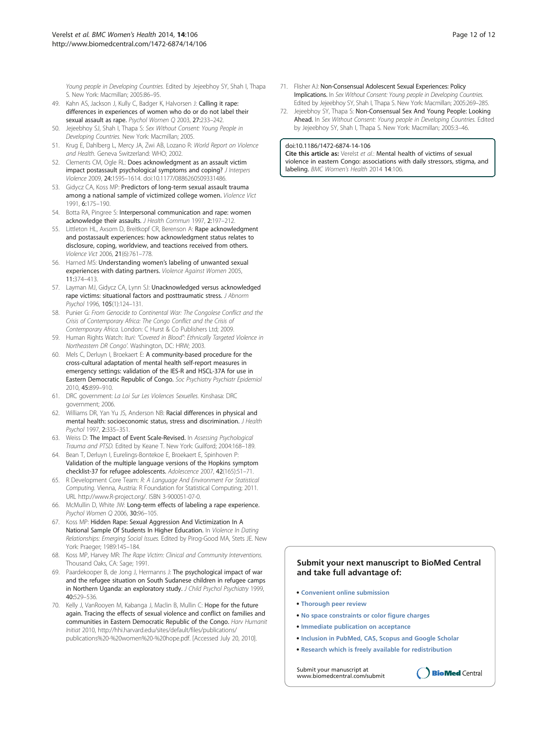Young people in Developing Countries. Edited by Jejeebhoy SY, Shah I, Thapa S. New York: Macmillan; 2005:86–95.

49. Kahn AS, Jackson J, Kully C, Badger K, Halvorsen J: **Calling it rape: differences in experiences of women who do or do not label their sexual assault as rape.** *Psychol Women Q* 2003, **27:**233–242.
50. Jejeebhoy SJ, Shah I, Thapa S: *Sex Without Consent: Young People in Developing Countries.* New York: Macmillan; 2005.
51. Krug E, Dahlberg L, Mercy JA, Zwi AB, Lozano R: *World Report on Violence and Health.* Geneva Switzerland: WHO; 2002.
52. Clements CM, Ogle RL: **Does acknowledgment as an assault victim impact postassault psychological symptoms and coping?** *J Interpers Violence* 2009, **24:**1595–1614. doi:10.1177/0886260509331486.
53. Gidycz CA, Koss MP: **Predictors of long-term sexual assault trauma among a national sample of victimized college women.** *Violence Vict* 1991, **6:**175–190.
54. Botta RA, Pingree S: **Interpersonal communication and rape: women acknowledge their assaults.** *J Health Commun* 1997, **2:**197–212.
55. Littleton HL, Axsom D, Breitkopf CR, Berenson A: **Rape acknowledgment and postassault experiences: how acknowledgment status relates to disclosure, coping, worldview, and teactions received from others.** *Violence Vict* 2006, **21**(6):761–778.
56. Harned MS: **Understanding women's labeling of unwanted sexual experiences with dating partners.** *Violence Against Women* 2005, **11:**374–413.
57. Layman MJ, Gidycz CA, Lynn SJ: **Unacknowledged versus acknowledged rape victims: situational factors and posttraumatic stress.** *J Abnorm Psychol* 1996, **105**(1):124–131.
58. Punier G: *From Genocide to Continental War: The Congolese Conflict and the Crisis of Contemporary Africa: The Congo Conflict and the Crisis of Contemporary Africa.* London: C Hurst & Co Publishers Ltd; 2009.
59. Human Rights Watch: *Ituri: "Covered in Blood": Ethnically Targeted Violence in Northeastern DR Congo'.* Washington, DC: HRW; 2003.
60. Mels C, Derluyn I, Broekaert E: **A community-based procedure for the cross-cultural adaptation of mental health self-report measures in emergency settings: validation of the IES-R and HSCL-37A for use in Eastern Democratic Republic of Congo.** *Soc Psychiatry Psychiatr Epidemiol* 2010, **45:**899–910.
61. DRC government: *La Loi Sur Les Violences Sexuelles.* Kinshasa: DRC government; 2006.
62. Williams DR, Yan Yu JS, Anderson NB: **Racial differences in physical and mental health: socioeconomic status, stress and discrimination.** *J Health Psychol* 1997, **2:**335–351.
63. Weiss D: **The Impact of Event Scale-Revised.** In *Assessing Psychological Trauma and PTSD.* Edited by Keane T. New York: Guilford; 2004:168–189.
64. Bean T, Derluyn I, Eurelings-Bontekoe E, Broekaert E, Spinhoven P: **Validation of the multiple language versions of the Hopkins symptom checklist-37 for refugee adolescents.** *Adolescence* 2007, **42**(165):51–71.
65. R Development Core Team: *R: A Language And Environment For Statistical Computing.* Vienna, Austria: R Foundation for Statistical Computing; 2011. URL http://www.R-project.org/. ISBN 3-900051-07-0.
66. McMullin D, White JW: **Long-term effects of labeling a rape experience.** *Psychol Women Q* 2006, **30:**96–105.
67. Koss MP: **Hidden Rape: Sexual Aggression And Victimization In A National Sample Of Students In Higher Education.** In *Violence In Dating Relationships: Emerging Social Issues.* Edited by Pirog-Good MA, Stets JE. New York: Praeger; 1989:145–184.
68. Koss MP, Harvey MR: *The Rape Victim: Clinical and Community Interventions.* Thousand Oaks, CA: Sage; 1991.
69. Paardekooper B, de Jong J, Hermanns J: **The psychological impact of war and the refugee situation on South Sudanese children in refugee camps in Northern Uganda: an exploratory study.** *J Child Psychol Psychiatry* 1999, **40:**529–536.
70. Kelly J, VanRooyen M, Kabanga J, Maclin B, Mullin C: **Hope for the future again. Tracing the effects of sexual violence and conflict on families and communities in Eastern Democratic Republic of the Congo.** *Harv Humanit Initiat* 2010, http://hhi.harvard.edu/sites/default/files/publications/publications%20-%20women%20-%20hope.pdf. [Accessed July 20, 2010].
71. Flisher AJ: **Non-Consensual Adolescent Sexual Experiences: Policy Implications.** In *Sex Without Consent: Young people in Developing Countries.* Edited by Jejeebhoy SY, Shah I, Thapa S. New York: Macmillan; 2005:269–285.
72. Jejeebhoy SY, Thapa S: **Non-Consensual Sex And Young People: Looking Ahead.** In *Sex Without Consent: Young people in Developing Countries.* Edited by Jejeebhoy SY, Shah I, Thapa S. New York: Macmillan; 2005:3–46.

doi:10.1186/1472-6874-14-106
**Cite this article as:** Verelst *et al.*: Mental health of victims of sexual violence in eastern Congo: associations with daily stressors, stigma, and labeling. *BMC Women's Health* 2014 **14**:106.

**Submit your next manuscript to BioMed Central and take full advantage of:**

- **Convenient online submission**
- **Thorough peer review**
- **No space constraints or color figure charges**
- **Immediate publication on acceptance**
- **Inclusion in PubMed, CAS, Scopus and Google Scholar**
- **Research which is freely available for redistribution**

Submit your manuscript at
www.biomedcentral.com/submit

BioMed Central